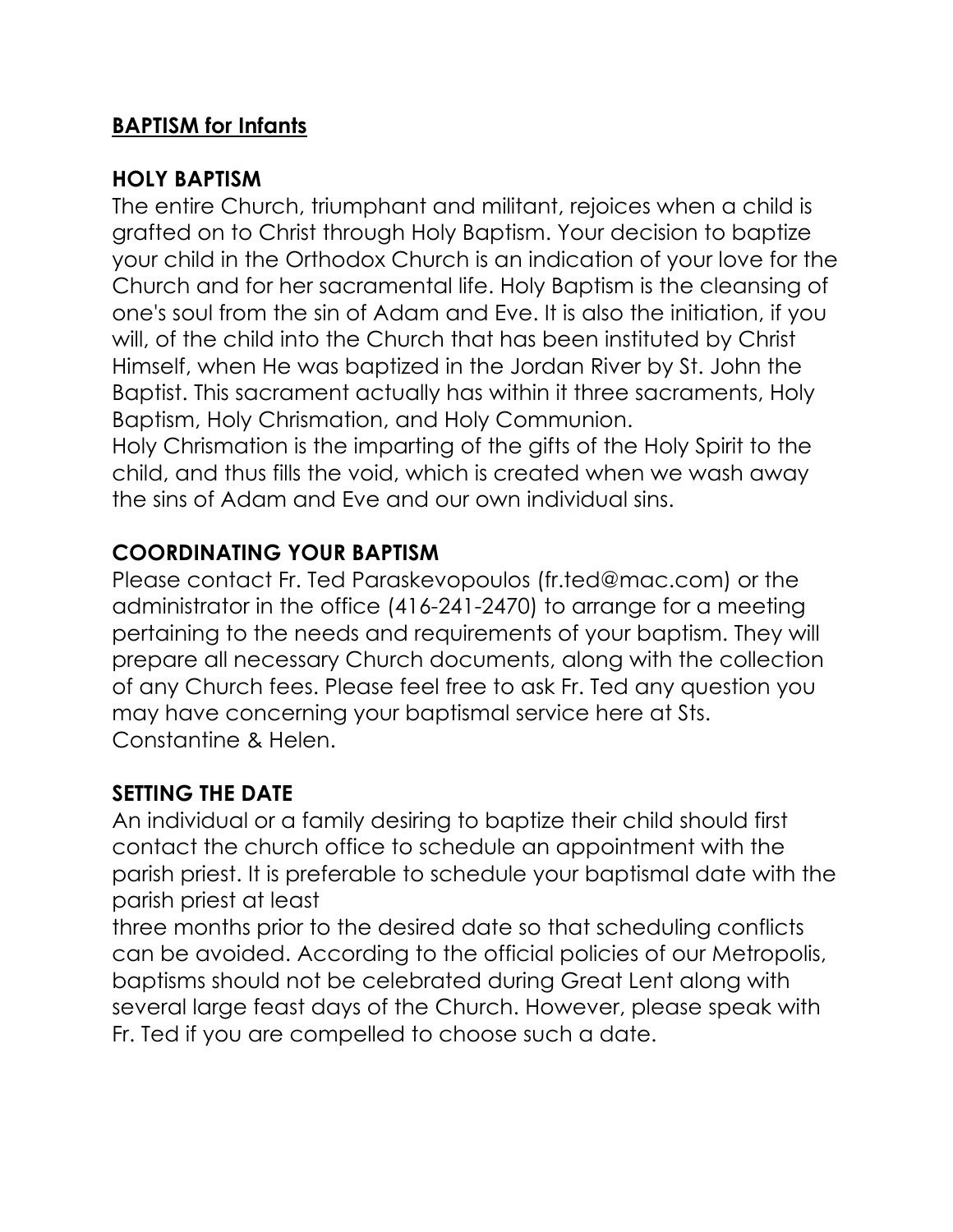**BAPTISM for Infants**

## HOLY BAPTISM

The entire Church, triumphant and militant, rejoices when a child is grafted on to Christ through Holy Baptism. Your decision to baptize your child in the Orthodox Church is an indication of your love for the Church and for her sacramental life. Holy Baptism is the cleansing of one's soul from the sin of Adam and Eve. It is also the initiation, if you will, of the child into the Church that has been instituted by Christ Himself, when He was baptized in the Jordan River by St. John the Baptist. This sacrament actually has within it three sacraments, Holy Baptism, Holy Chrismation, and Holy Communion.

Holy Chrismation is the imparting of the gifts of the Holy Spirit to the child, and thus fills the void, which is created when we wash away the sins of Adam and Eve and our own individual sins.

## COORDINATING YOUR BAPTISM

Please contact Fr. Ted Paraskevopoulos (fr.ted@mac.com) or the administrator in the office (416-241-2470) to arrange for a meeting pertaining to the needs and requirements of your baptism. They will prepare all necessary Church documents, along with the collection of any Church fees. Please feel free to ask Fr. Ted any question you may have concerning your baptismal service here at Sts. Constantine & Helen.

## SETTING THE DATE

An individual or a family desiring to baptize their child should first contact the church office to schedule an appointment with the parish priest. It is preferable to schedule your baptismal date with the parish priest at least three months prior to the desired date so that scheduling conflicts can be avoided. According to the official policies of our Metropolis, baptisms should not be celebrated during Great Lent along with several large feast days of the Church. However, please speak with Fr. Ted if you are compelled to choose such a date.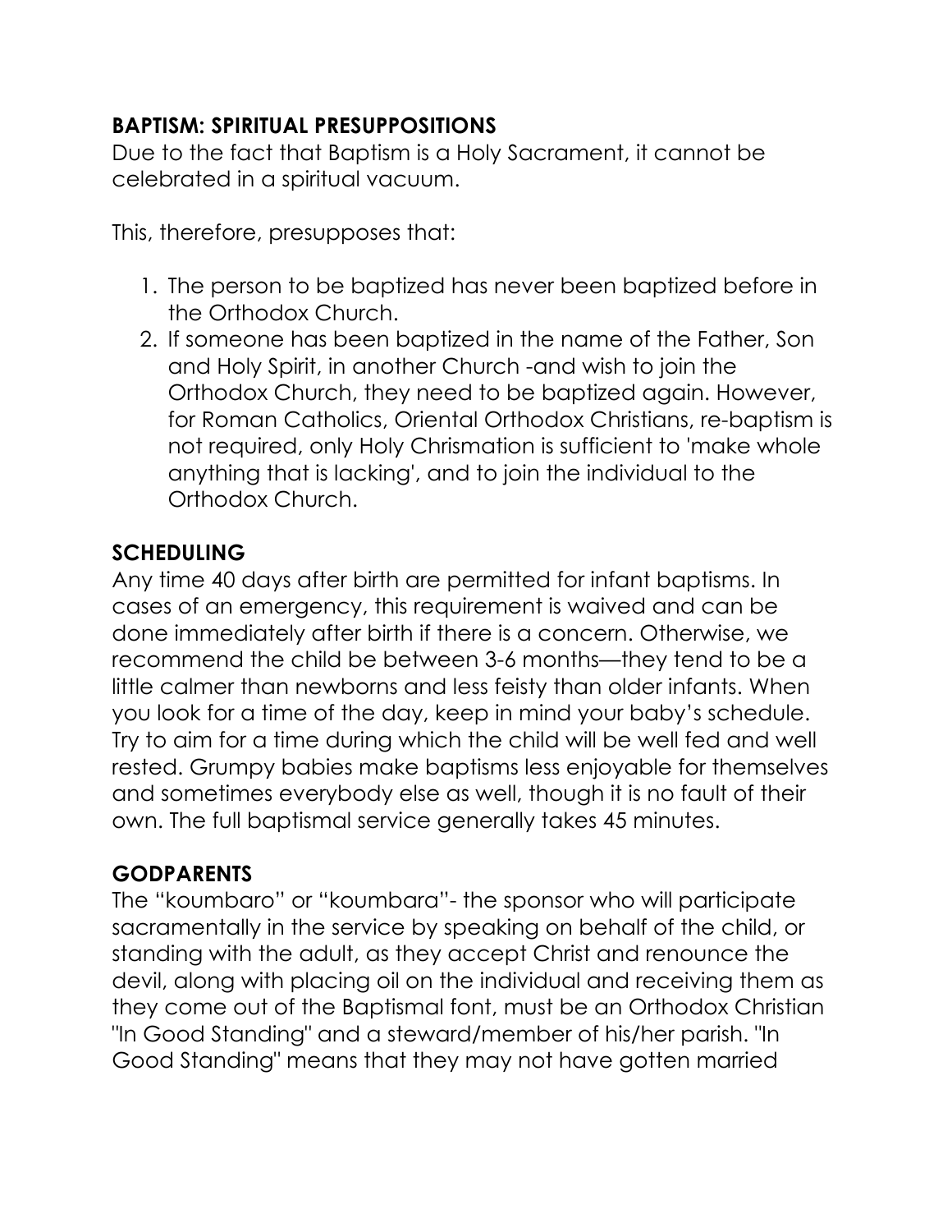**BAPTISM: SPIRITUAL PRESUPPOSITIONS**
Due to the fact that Baptism is a Holy Sacrament, it cannot be celebrated in a spiritual vacuum.

This, therefore, presupposes that:

1. The person to be baptized has never been baptized before in the Orthodox Church.
2. If someone has been baptized in the name of the Father, Son and Holy Spirit, in another Church -and wish to join the Orthodox Church, they need to be baptized again. However, for Roman Catholics, Oriental Orthodox Christians, re-baptism is not required, only Holy Chrismation is sufficient to 'make whole anything that is lacking', and to join the individual to the Orthodox Church.

**SCHEDULING**
Any time 40 days after birth are permitted for infant baptisms. In cases of an emergency, this requirement is waived and can be done immediately after birth if there is a concern. Otherwise, we recommend the child be between 3-6 months—they tend to be a little calmer than newborns and less feisty than older infants. When you look for a time of the day, keep in mind your baby's schedule. Try to aim for a time during which the child will be well fed and well rested. Grumpy babies make baptisms less enjoyable for themselves and sometimes everybody else as well, though it is no fault of their own. The full baptismal service generally takes 45 minutes.

**GODPARENTS**
The "koumbaro" or "koumbara"- the sponsor who will participate sacramentally in the service by speaking on behalf of the child, or standing with the adult, as they accept Christ and renounce the devil, along with placing oil on the individual and receiving them as they come out of the Baptismal font, must be an Orthodox Christian "In Good Standing" and a steward/member of his/her parish. "In Good Standing" means that they may not have gotten married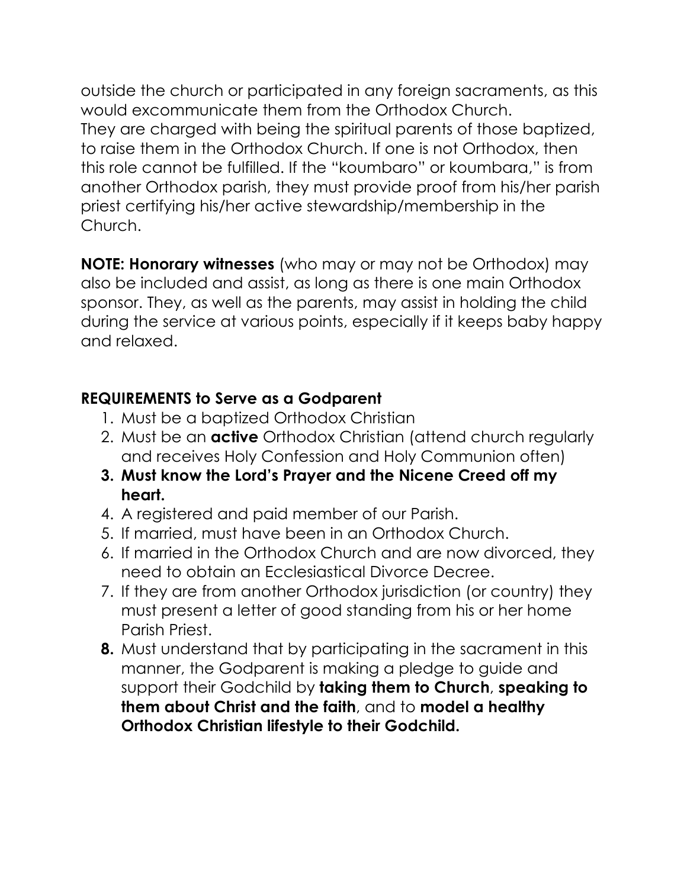outside the church or participated in any foreign sacraments, as this would excommunicate them from the Orthodox Church.
They are charged with being the spiritual parents of those baptized, to raise them in the Orthodox Church. If one is not Orthodox, then this role cannot be fulfilled. If the "koumbaro" or koumbara," is from another Orthodox parish, they must provide proof from his/her parish priest certifying his/her active stewardship/membership in the Church.

**NOTE: Honorary witnesses** (who may or may not be Orthodox) may also be included and assist, as long as there is one main Orthodox sponsor. They, as well as the parents, may assist in holding the child during the service at various points, especially if it keeps baby happy and relaxed.

**REQUIREMENTS to Serve as a Godparent**

1. Must be a baptized Orthodox Christian
2. Must be an **active** Orthodox Christian (attend church regularly and receives Holy Confession and Holy Communion often)
3. **Must know the Lord's Prayer and the Nicene Creed off my heart.**
4. A registered and paid member of our Parish.
5. If married, must have been in an Orthodox Church.
6. If married in the Orthodox Church and are now divorced, they need to obtain an Ecclesiastical Divorce Decree.
7. If they are from another Orthodox jurisdiction (or country) they must present a letter of good standing from his or her home Parish Priest.
8. Must understand that by participating in the sacrament in this manner, the Godparent is making a pledge to guide and support their Godchild by **taking them to Church**, **speaking to them about Christ and the faith**, and to **model a healthy Orthodox Christian lifestyle to their Godchild.**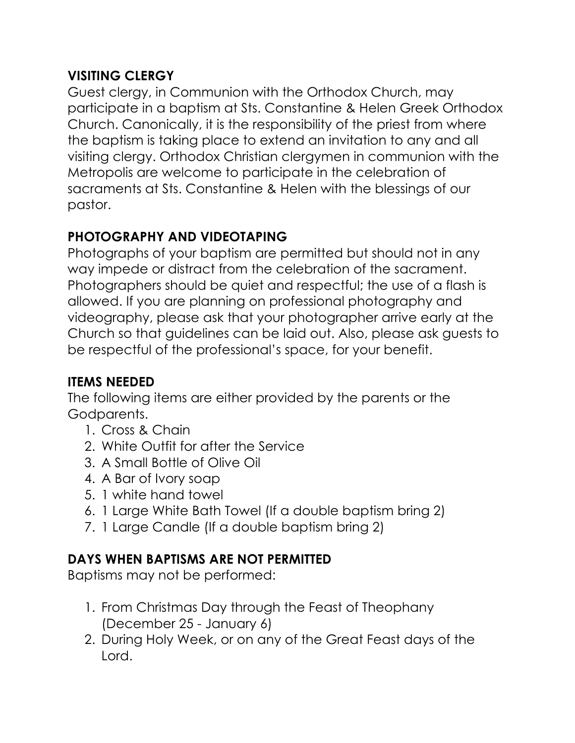## VISITING CLERGY

Guest clergy, in Communion with the Orthodox Church, may participate in a baptism at Sts. Constantine & Helen Greek Orthodox Church. Canonically, it is the responsibility of the priest from where the baptism is taking place to extend an invitation to any and all visiting clergy. Orthodox Christian clergymen in communion with the Metropolis are welcome to participate in the celebration of sacraments at Sts. Constantine & Helen with the blessings of our pastor.

## PHOTOGRAPHY AND VIDEOTAPING

Photographs of your baptism are permitted but should not in any way impede or distract from the celebration of the sacrament. Photographers should be quiet and respectful; the use of a flash is allowed. If you are planning on professional photography and videography, please ask that your photographer arrive early at the Church so that guidelines can be laid out. Also, please ask guests to be respectful of the professional's space, for your benefit.

## ITEMS NEEDED

The following items are either provided by the parents or the Godparents.

1. Cross & Chain
2. White Outfit for after the Service
3. A Small Bottle of Olive Oil
4. A Bar of Ivory soap
5. 1 white hand towel
6. 1 Large White Bath Towel (If a double baptism bring 2)
7. 1 Large Candle (If a double baptism bring 2)

## DAYS WHEN BAPTISMS ARE NOT PERMITTED

Baptisms may not be performed:

1. From Christmas Day through the Feast of Theophany (December 25 - January 6)
2. During Holy Week, or on any of the Great Feast days of the Lord.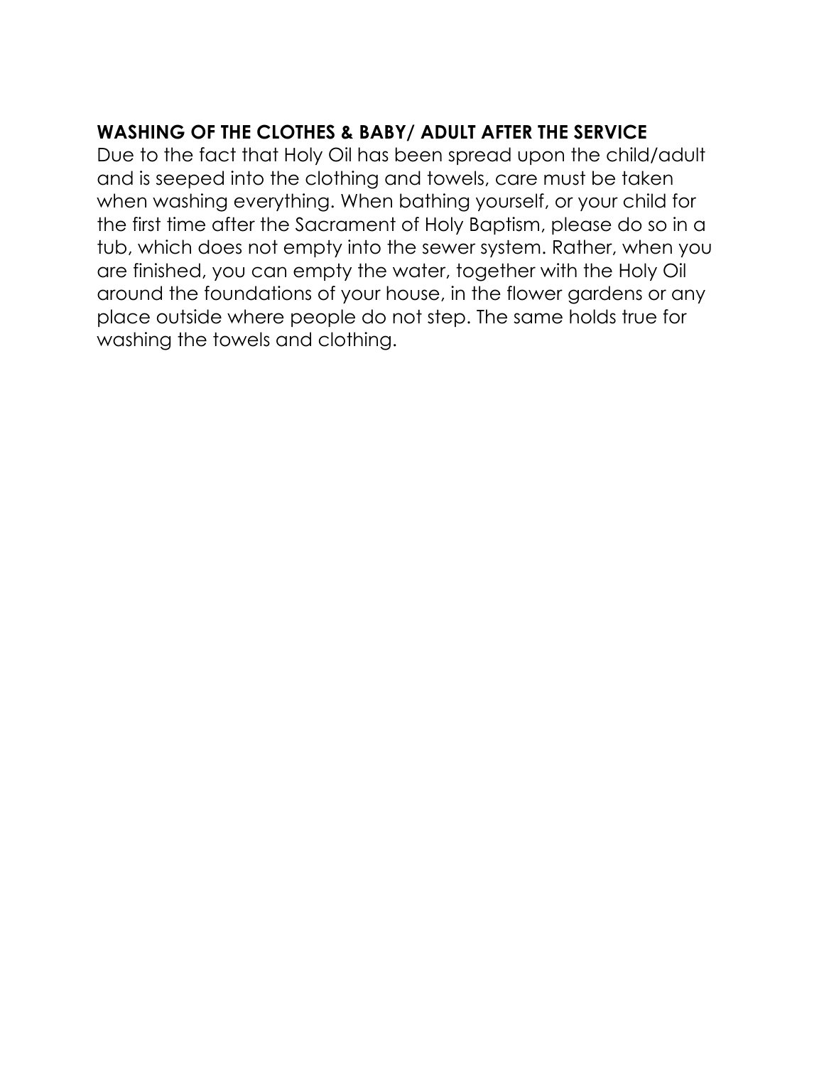**WASHING OF THE CLOTHES & BABY/ ADULT AFTER THE SERVICE**

Due to the fact that Holy Oil has been spread upon the child/adult and is seeped into the clothing and towels, care must be taken when washing everything. When bathing yourself, or your child for the first time after the Sacrament of Holy Baptism, please do so in a tub, which does not empty into the sewer system. Rather, when you are finished, you can empty the water, together with the Holy Oil around the foundations of your house, in the flower gardens or any place outside where people do not step. The same holds true for washing the towels and clothing.